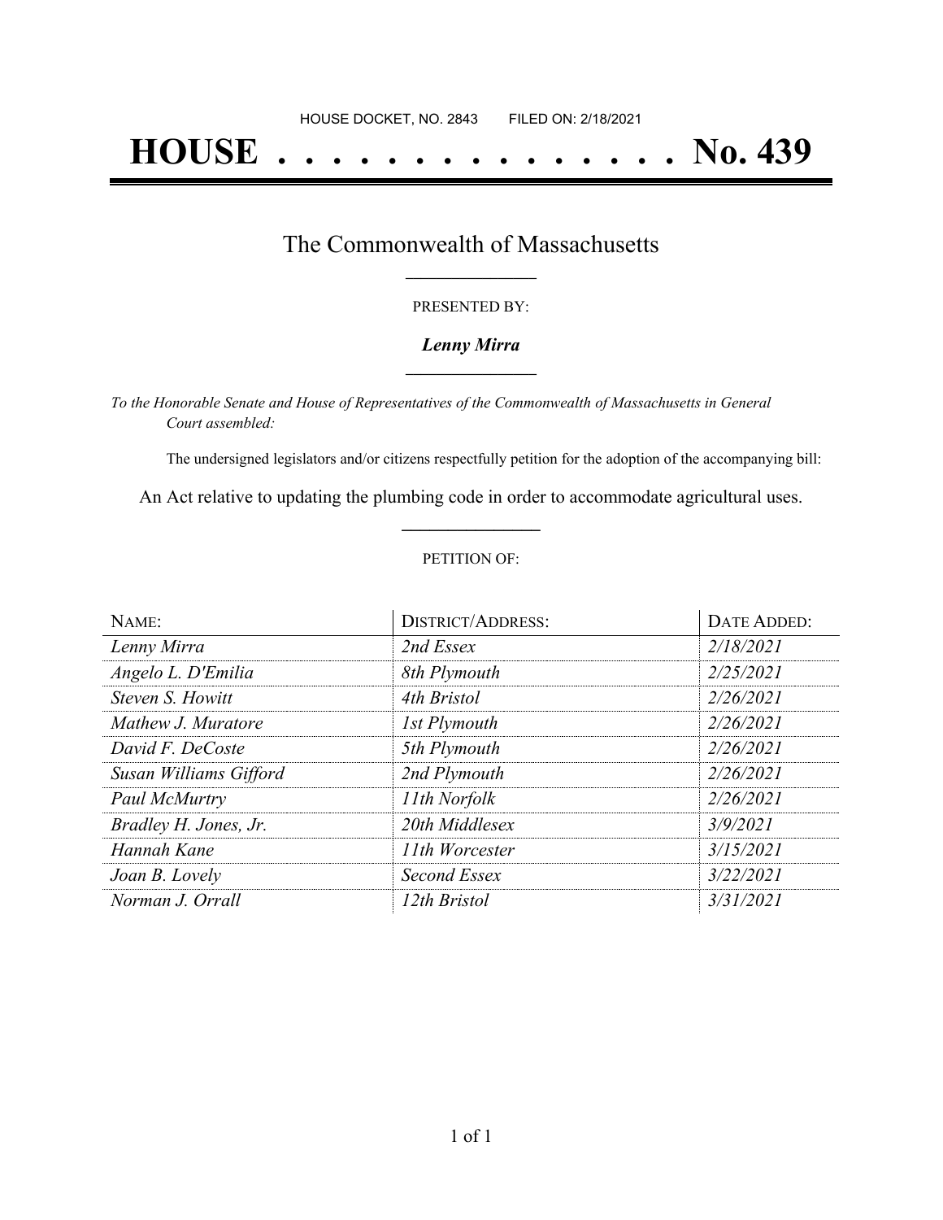HOUSE DOCKET, NO. 2843 FILED ON: 2/18/2021

# HOUSE . . . . . . . . . . . . . . . No. 439

## The Commonwealth of Massachusetts

PRESENTED BY:

***Lenny Mirra***

*To the Honorable Senate and House of Representatives of the Commonwealth of Massachusetts in General Court assembled:*

The undersigned legislators and/or citizens respectfully petition for the adoption of the accompanying bill:

An Act relative to updating the plumbing code in order to accommodate agricultural uses.

PETITION OF:

| NAME: | DISTRICT/ADDRESS: | DATE ADDED: |
| --- | --- | --- |
| *Lenny Mirra* | *2nd Essex* | *2/18/2021* |
| *Angelo L. D'Emilia* | *8th Plymouth* | *2/25/2021* |
| *Steven S. Howitt* | *4th Bristol* | *2/26/2021* |
| *Mathew J. Muratore* | *1st Plymouth* | *2/26/2021* |
| *David F. DeCoste* | *5th Plymouth* | *2/26/2021* |
| *Susan Williams Gifford* | *2nd Plymouth* | *2/26/2021* |
| *Paul McMurtry* | *11th Norfolk* | *2/26/2021* |
| *Bradley H. Jones, Jr.* | *20th Middlesex* | *3/9/2021* |
| *Hannah Kane* | *11th Worcester* | *3/15/2021* |
| *Joan B. Lovely* | *Second Essex* | *3/22/2021* |
| *Norman J. Orrall* | *12th Bristol* | *3/31/2021* |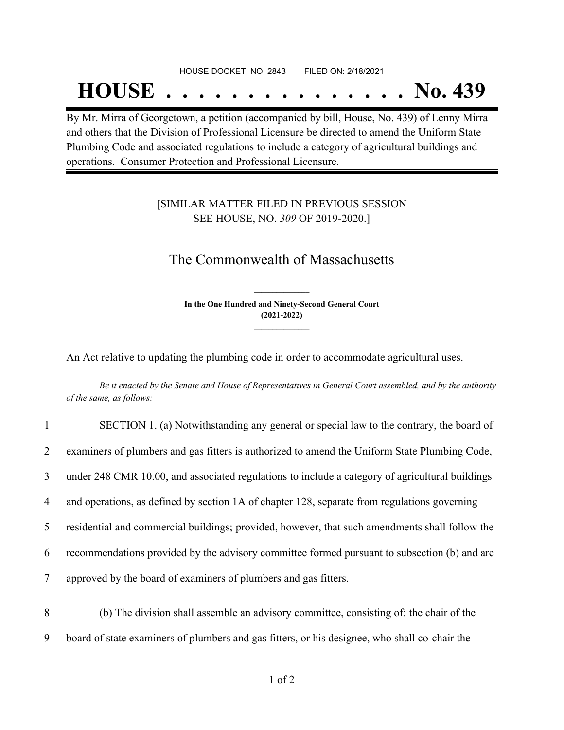HOUSE DOCKET, NO. 2843 FILED ON: 2/18/2021

# HOUSE . . . . . . . . . . . . . . . No. 439

By Mr. Mirra of Georgetown, a petition (accompanied by bill, House, No. 439) of Lenny Mirra and others that the Division of Professional Licensure be directed to amend the Uniform State Plumbing Code and associated regulations to include a category of agricultural buildings and operations. Consumer Protection and Professional Licensure.

[SIMILAR MATTER FILED IN PREVIOUS SESSION SEE HOUSE, NO. *309* OF 2019-2020.]

## The Commonwealth of Massachusetts

**In the One Hundred and Ninety-Second General Court (2021-2022)**

An Act relative to updating the plumbing code in order to accommodate agricultural uses.

*Be it enacted by the Senate and House of Representatives in General Court assembled, and by the authority of the same, as follows:*

1 SECTION 1. (a) Notwithstanding any general or special law to the contrary, the board of
2 examiners of plumbers and gas fitters is authorized to amend the Uniform State Plumbing Code,
3 under 248 CMR 10.00, and associated regulations to include a category of agricultural buildings
4 and operations, as defined by section 1A of chapter 128, separate from regulations governing
5 residential and commercial buildings; provided, however, that such amendments shall follow the
6 recommendations provided by the advisory committee formed pursuant to subsection (b) and are
7 approved by the board of examiners of plumbers and gas fitters.

8 (b) The division shall assemble an advisory committee, consisting of: the chair of the
9 board of state examiners of plumbers and gas fitters, or his designee, who shall co-chair the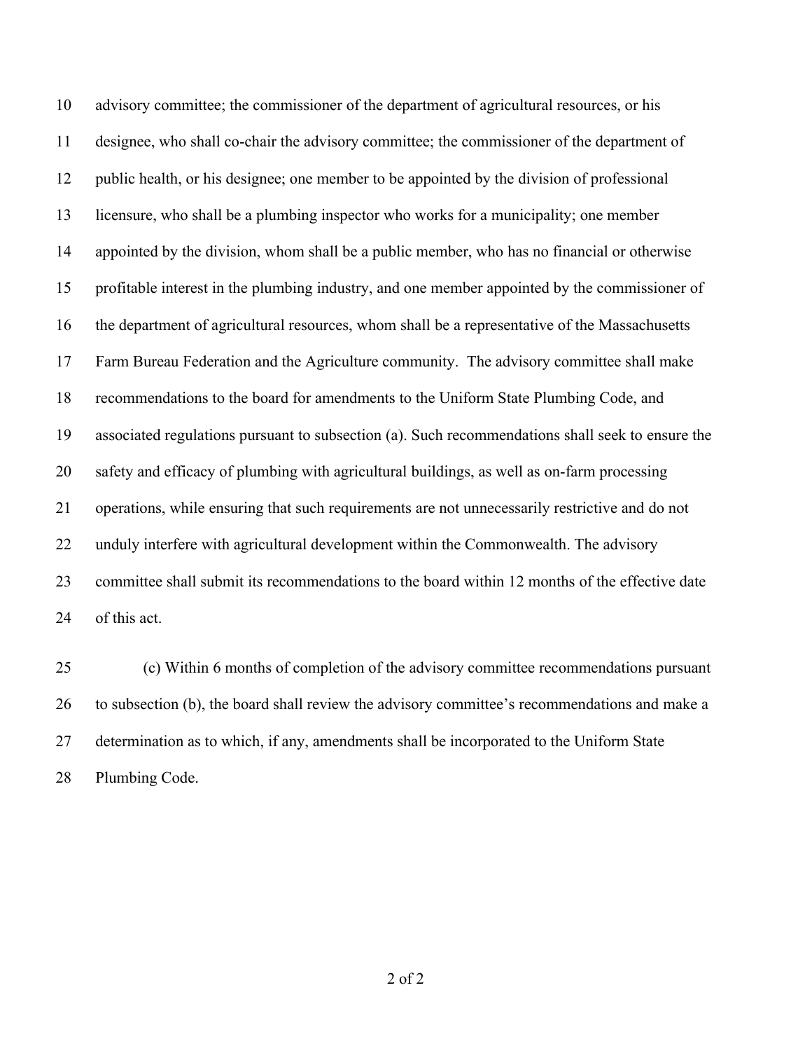advisory committee; the commissioner of the department of agricultural resources, or his designee, who shall co-chair the advisory committee; the commissioner of the department of public health, or his designee; one member to be appointed by the division of professional licensure, who shall be a plumbing inspector who works for a municipality; one member appointed by the division, whom shall be a public member, who has no financial or otherwise profitable interest in the plumbing industry, and one member appointed by the commissioner of the department of agricultural resources, whom shall be a representative of the Massachusetts Farm Bureau Federation and the Agriculture community. The advisory committee shall make recommendations to the board for amendments to the Uniform State Plumbing Code, and associated regulations pursuant to subsection (a). Such recommendations shall seek to ensure the safety and efficacy of plumbing with agricultural buildings, as well as on-farm processing operations, while ensuring that such requirements are not unnecessarily restrictive and do not unduly interfere with agricultural development within the Commonwealth. The advisory committee shall submit its recommendations to the board within 12 months of the effective date of this act.

(c) Within 6 months of completion of the advisory committee recommendations pursuant to subsection (b), the board shall review the advisory committee's recommendations and make a determination as to which, if any, amendments shall be incorporated to the Uniform State Plumbing Code.